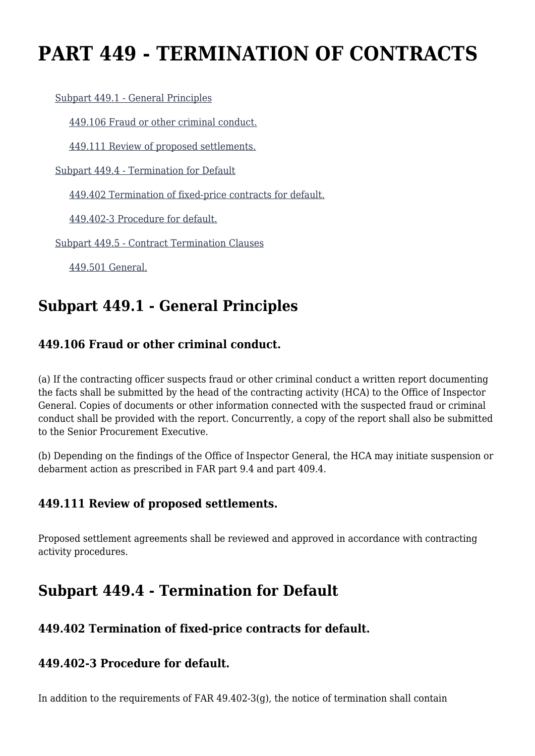# PART 449 - TERMINATION OF CONTRACTS

- Subpart 449.1 - General Principles
  - 449.106 Fraud or other criminal conduct.
  - 449.111 Review of proposed settlements.
- Subpart 449.4 - Termination for Default
  - 449.402 Termination of fixed-price contracts for default.
  - 449.402-3 Procedure for default.
- Subpart 449.5 - Contract Termination Clauses
  - 449.501 General.

## Subpart 449.1 - General Principles

### 449.106 Fraud or other criminal conduct.

(a) If the contracting officer suspects fraud or other criminal conduct a written report documenting the facts shall be submitted by the head of the contracting activity (HCA) to the Office of Inspector General. Copies of documents or other information connected with the suspected fraud or criminal conduct shall be provided with the report. Concurrently, a copy of the report shall also be submitted to the Senior Procurement Executive.

(b) Depending on the findings of the Office of Inspector General, the HCA may initiate suspension or debarment action as prescribed in FAR part 9.4 and part 409.4.

### 449.111 Review of proposed settlements.

Proposed settlement agreements shall be reviewed and approved in accordance with contracting activity procedures.

## Subpart 449.4 - Termination for Default

### 449.402 Termination of fixed-price contracts for default.

### 449.402-3 Procedure for default.

In addition to the requirements of FAR 49.402-3(g), the notice of termination shall contain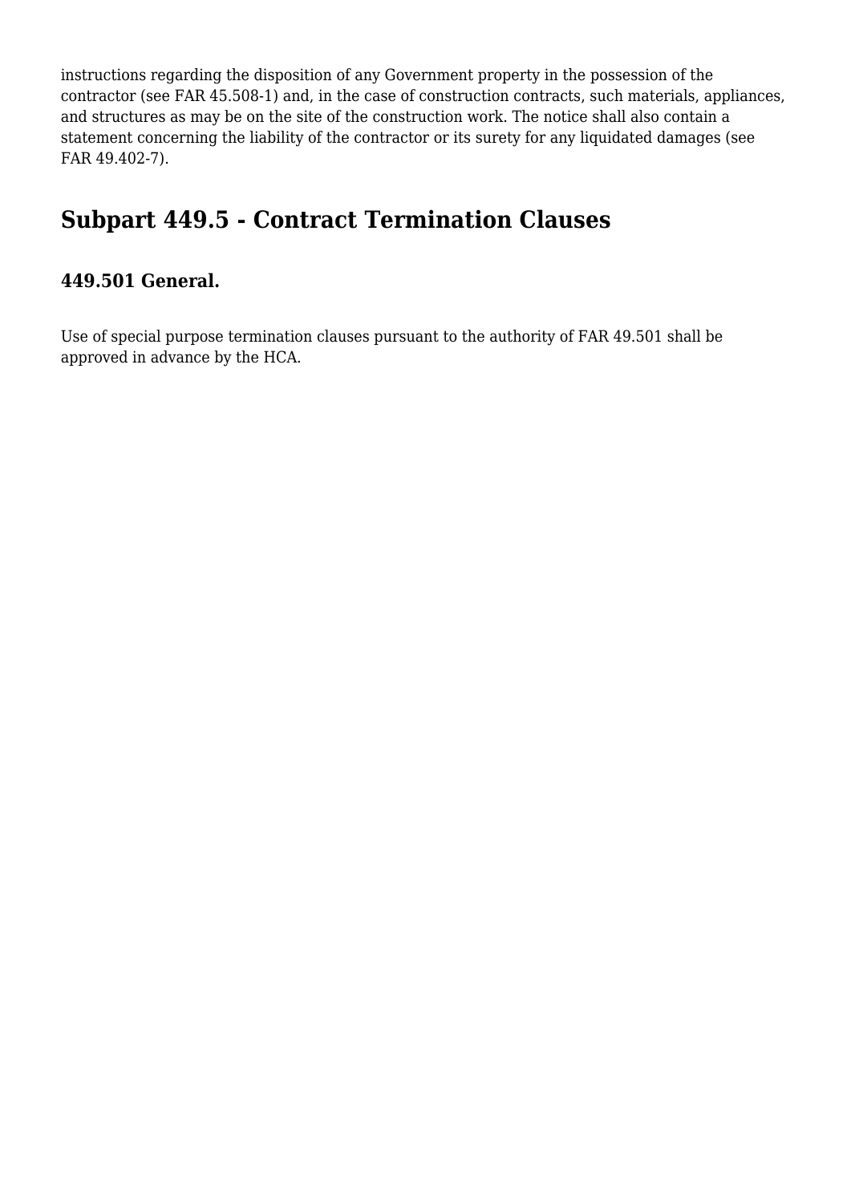instructions regarding the disposition of any Government property in the possession of the contractor (see FAR 45.508-1) and, in the case of construction contracts, such materials, appliances, and structures as may be on the site of the construction work. The notice shall also contain a statement concerning the liability of the contractor or its surety for any liquidated damages (see FAR 49.402-7).

## Subpart 449.5 - Contract Termination Clauses

### 449.501 General.

Use of special purpose termination clauses pursuant to the authority of FAR 49.501 shall be approved in advance by the HCA.